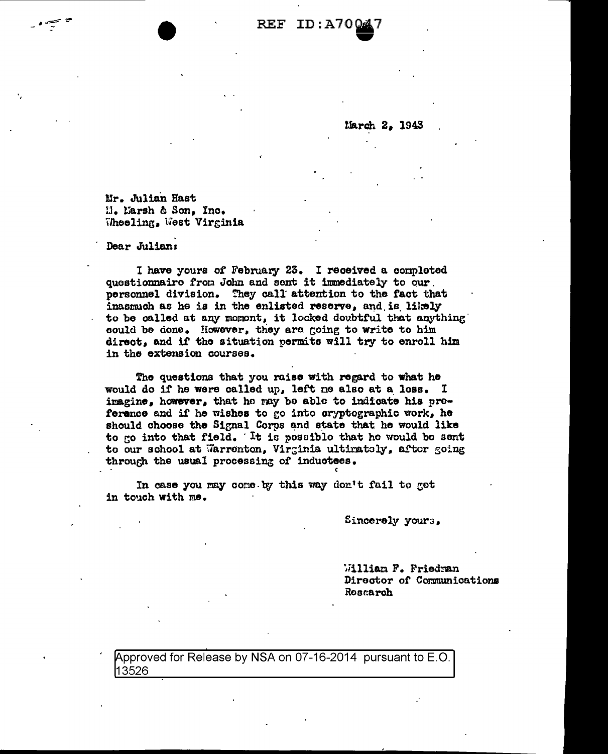REF ID:A70047

March 2, 1943

Mr. Julian Hast
M. Marsh & Son, Inc.
Wheeling, West Virginia

Dear Julian:

I have yours of February 23. I received a completed questionnaire from John and sent it immediately to our personnel division. They call attention to the fact that inasmuch as he is in the enlisted reserve, and is likely to be called at any moment, it looked doubtful that anything could be done. However, they are going to write to him direct, and if the situation permits will try to enroll him in the extension courses.

The questions that you raise with regard to what he would do if he were called up, left me also at a loss. I imagine, however, that he may be able to indicate his preference and if he wishes to go into cryptographic work, he should choose the Signal Corps and state that he would like to go into that field. It is possible that he would be sent to our school at Warrenton, Virginia ultimately, after going through the usual processing of inductees.

In case you may come by this way don't fail to get in touch with me.

Sincerely yours,

William F. Friedman
Director of Communications Research

Approved for Release by NSA on 07-16-2014 pursuant to E.O. 13526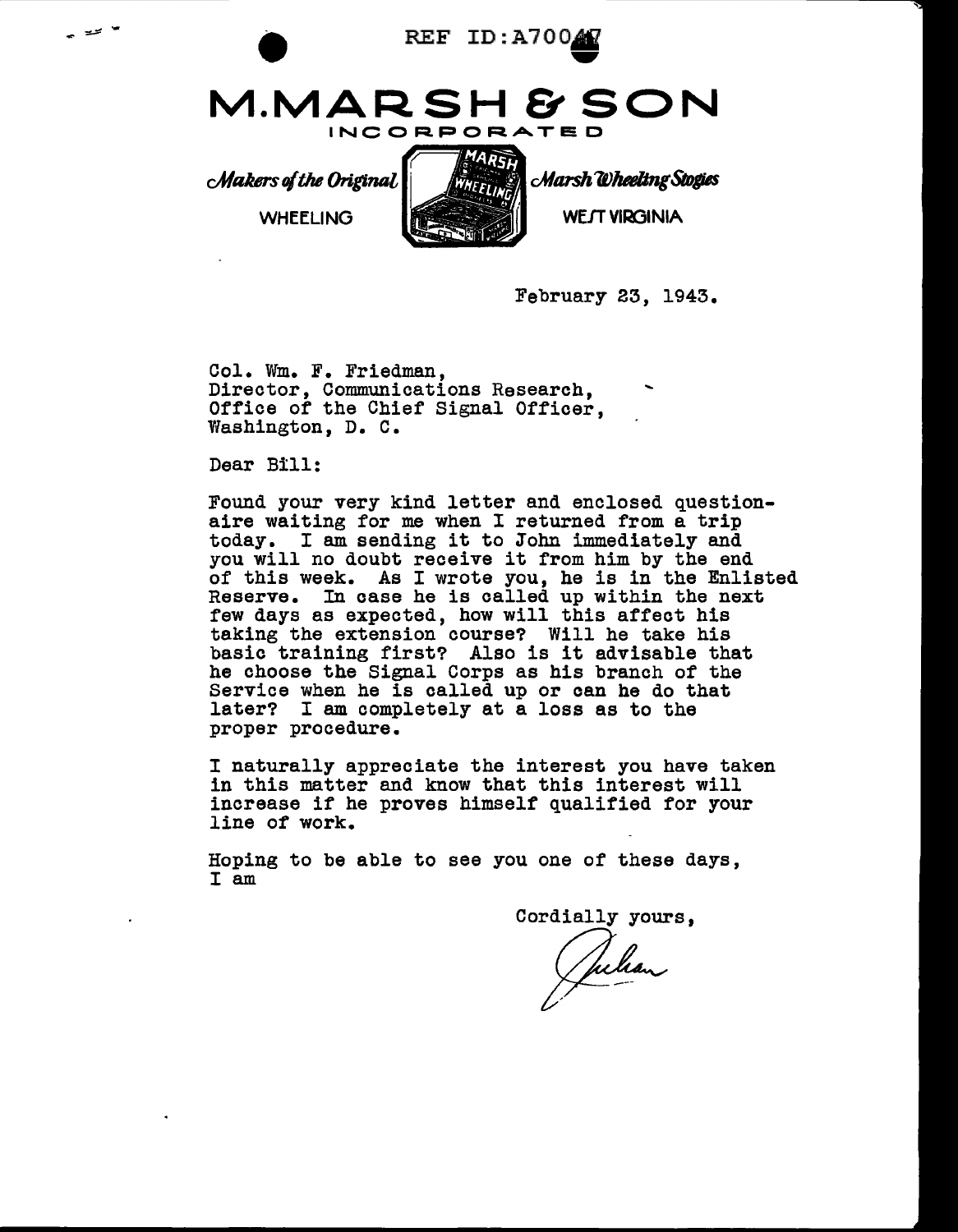REF ID:A70047

# M.MARSH & SON

INCORPORATED

*Makers of the Original* *Marsh Wheeling Stogies*

WHEELING WEST VIRGINIA

February 23, 1943.

Col. Wm. F. Friedman,
Director, Communications Research,
Office of the Chief Signal Officer,
Washington, D. C.

Dear Bill:

Found your very kind letter and enclosed questionaire waiting for me when I returned from a trip today. I am sending it to John immediately and you will no doubt receive it from him by the end of this week. As I wrote you, he is in the Enlisted Reserve. In case he is called up within the next few days as expected, how will this affect his taking the extension course? Will he take his basic training first? Also is it advisable that he choose the Signal Corps as his branch of the Service when he is called up or can he do that later? I am completely at a loss as to the proper procedure.

I naturally appreciate the interest you have taken in this matter and know that this interest will increase if he proves himself qualified for your line of work.

Hoping to be able to see you one of these days, I am

Cordially yours,

Julian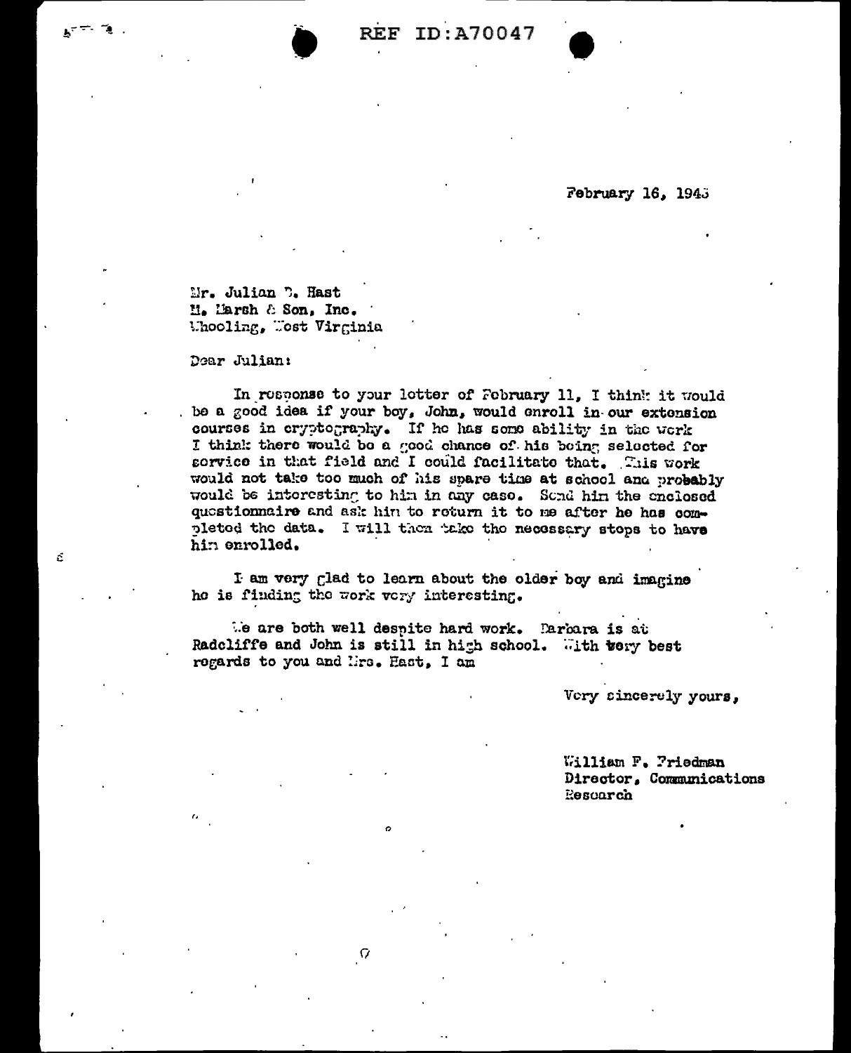REF ID:A70047

February 16, 1943

Mr. Julian D. Hast
M. Marsh & Son, Inc.
Wheeling, West Virginia

Dear Julian:

In response to your letter of February 11, I think it would be a good idea if your boy, John, would enroll in our extension courses in cryptography. If he has some ability in the work I think there would be a good chance of his being selected for service in that field and I could facilitate that. This work would not take too much of his spare time at school and probably would be interesting to him in any case. Send him the enclosed questionnaire and ask him to return it to me after he has completed the data. I will then take the necessary steps to have him enrolled.

I am very glad to learn about the older boy and imagine he is finding the work very interesting.

We are both well despite hard work. Barbara is at Radcliffe and John is still in high school. With very best regards to you and Mrs. Hast, I am

Very sincerely yours,

William F. Friedman
Director, Communications
Research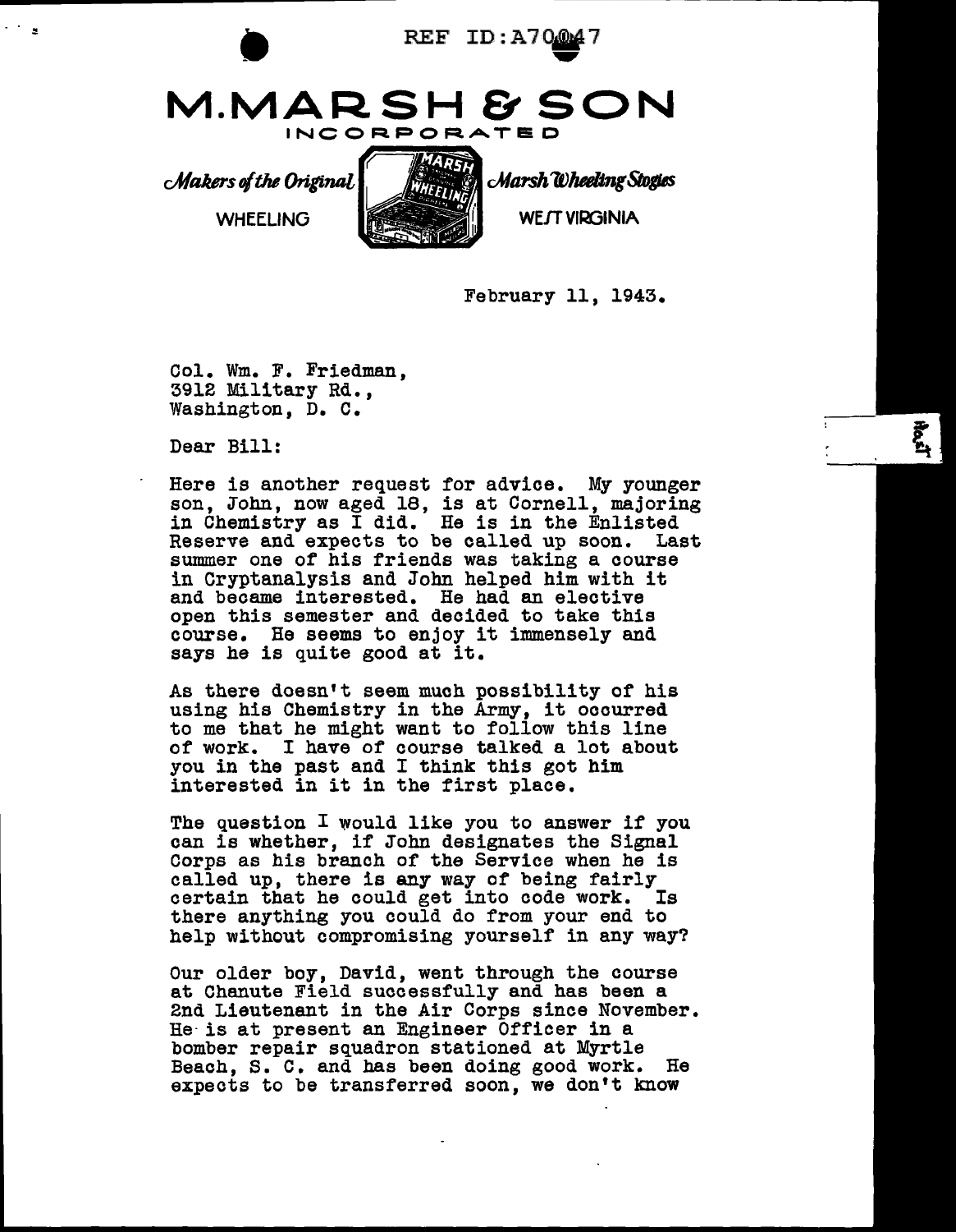REF ID:A70047

# M. MARSH & SON

INCORPORATED

*Makers of the Original* *Marsh Wheeling Stogies*

WHEELING WEST VIRGINIA

February 11, 1943.

Col. Wm. F. Friedman,
3912 Military Rd.,
Washington, D. C.

Dear Bill:

Here is another request for advice. My younger son, John, now aged 18, is at Cornell, majoring in Chemistry as I did. He is in the Enlisted Reserve and expects to be called up soon. Last summer one of his friends was taking a course in Cryptanalysis and John helped him with it and became interested. He had an elective open this semester and decided to take this course. He seems to enjoy it immensely and says he is quite good at it.

As there doesn't seem much possibility of his using his Chemistry in the Army, it occurred to me that he might want to follow this line of work. I have of course talked a lot about you in the past and I think this got him interested in it in the first place.

The question I would like you to answer if you can is whether, if John designates the Signal Corps as his branch of the Service when he is called up, there is any way of being fairly certain that he could get into code work. Is there anything you could do from your end to help without compromising yourself in any way?

Our older boy, David, went through the course at Chanute Field successfully and has been a 2nd Lieutenant in the Air Corps since November. He is at present an Engineer Officer in a bomber repair squadron stationed at Myrtle Beach, S. C. and has been doing good work. He expects to be transferred soon, we don't know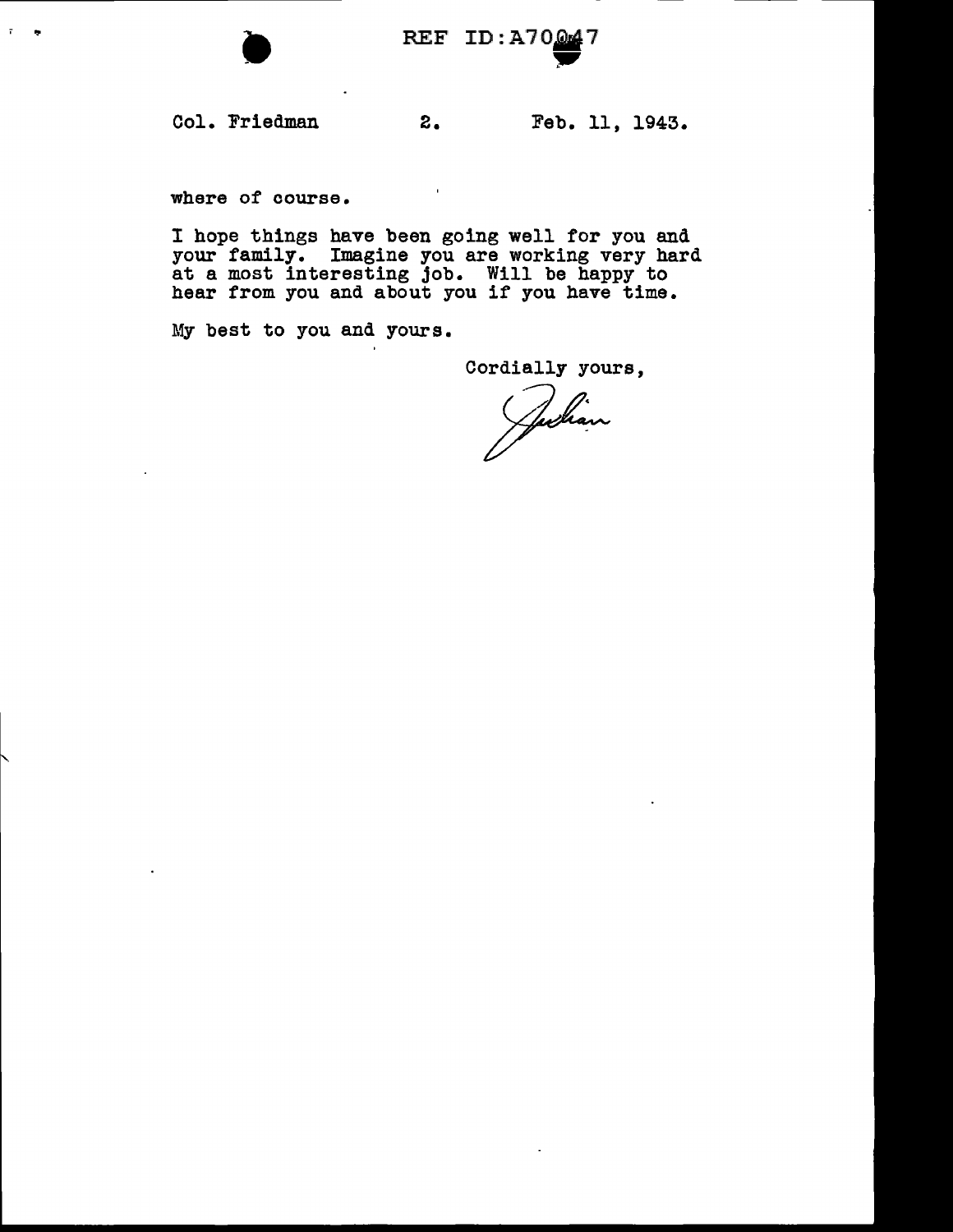Col. Friedman 2. Feb. 11, 1943.

where of course.

I hope things have been going well for you and your family. Imagine you are working very hard at a most interesting job. Will be happy to hear from you and about you if you have time.

My best to you and yours.

Cordially yours,

Julian